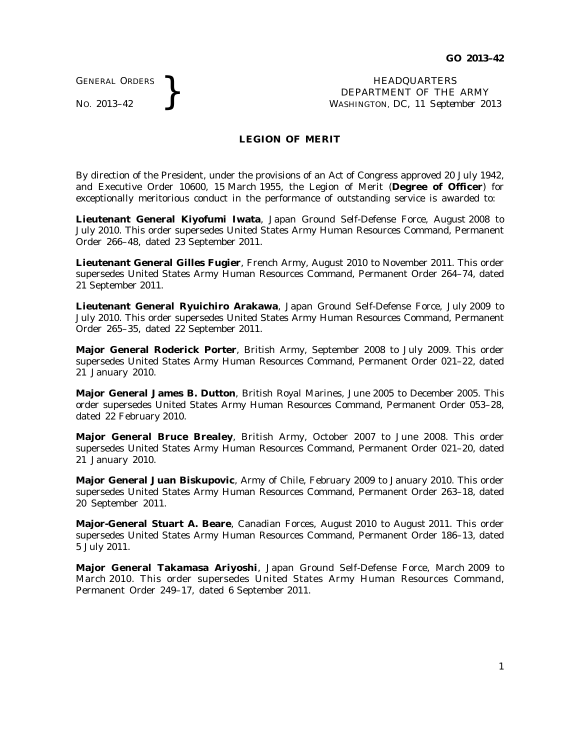GENERAL ORDERS
NO. 2013–42

HEADQUARTERS
DEPARTMENT OF THE ARMY
WASHINGTON, DC, *11 September 2013*

## LEGION OF MERIT

By direction of the President, under the provisions of an Act of Congress approved 20 July 1942, and Executive Order 10600, 15 March 1955, the Legion of Merit (**Degree of Officer**) for exceptionally meritorious conduct in the performance of outstanding service is awarded to:

**Lieutenant General Kiyofumi Iwata**, Japan Ground Self-Defense Force, August 2008 to July 2010. This order supersedes United States Army Human Resources Command, Permanent Order 266–48, dated 23 September 2011.

**Lieutenant General Gilles Fugier**, French Army, August 2010 to November 2011. This order supersedes United States Army Human Resources Command, Permanent Order 264–74, dated 21 September 2011.

**Lieutenant General Ryuichiro Arakawa**, Japan Ground Self-Defense Force, July 2009 to July 2010. This order supersedes United States Army Human Resources Command, Permanent Order 265–35, dated 22 September 2011.

**Major General Roderick Porter**, British Army, September 2008 to July 2009. This order supersedes United States Army Human Resources Command, Permanent Order 021–22, dated 21 January 2010.

**Major General James B. Dutton**, British Royal Marines, June 2005 to December 2005. This order supersedes United States Army Human Resources Command, Permanent Order 053–28, dated 22 February 2010.

**Major General Bruce Brealey**, British Army, October 2007 to June 2008. This order supersedes United States Army Human Resources Command, Permanent Order 021–20, dated 21 January 2010.

**Major General Juan Biskupovic**, Army of Chile, February 2009 to January 2010. This order supersedes United States Army Human Resources Command, Permanent Order 263–18, dated 20 September 2011.

**Major-General Stuart A. Beare**, Canadian Forces, August 2010 to August 2011. This order supersedes United States Army Human Resources Command, Permanent Order 186–13, dated 5 July 2011.

**Major General Takamasa Ariyoshi**, Japan Ground Self-Defense Force, March 2009 to March 2010. This order supersedes United States Army Human Resources Command, Permanent Order 249–17, dated 6 September 2011.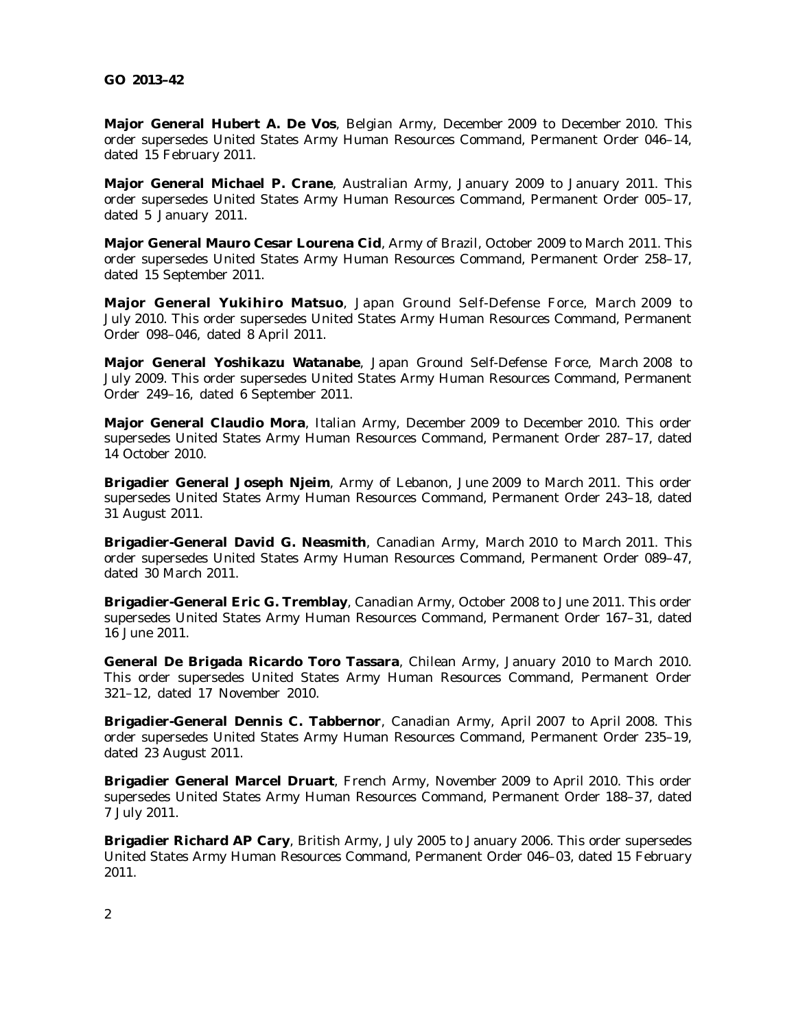**GO 2013–42**

**Major General Hubert A. De Vos**, Belgian Army, December 2009 to December 2010. This order supersedes United States Army Human Resources Command, Permanent Order 046–14, dated 15 February 2011.

**Major General Michael P. Crane**, Australian Army, January 2009 to January 2011. This order supersedes United States Army Human Resources Command, Permanent Order 005–17, dated 5 January 2011.

**Major General Mauro Cesar Lourena Cid**, Army of Brazil, October 2009 to March 2011. This order supersedes United States Army Human Resources Command, Permanent Order 258–17, dated 15 September 2011.

**Major General Yukihiro Matsuo**, Japan Ground Self-Defense Force, March 2009 to July 2010. This order supersedes United States Army Human Resources Command, Permanent Order 098–046, dated 8 April 2011.

**Major General Yoshikazu Watanabe**, Japan Ground Self-Defense Force, March 2008 to July 2009. This order supersedes United States Army Human Resources Command, Permanent Order 249–16, dated 6 September 2011.

**Major General Claudio Mora**, Italian Army, December 2009 to December 2010. This order supersedes United States Army Human Resources Command, Permanent Order 287–17, dated 14 October 2010.

**Brigadier General Joseph Njeim**, Army of Lebanon, June 2009 to March 2011. This order supersedes United States Army Human Resources Command, Permanent Order 243–18, dated 31 August 2011.

**Brigadier-General David G. Neasmith**, Canadian Army, March 2010 to March 2011. This order supersedes United States Army Human Resources Command, Permanent Order 089–47, dated 30 March 2011.

**Brigadier-General Eric G. Tremblay**, Canadian Army, October 2008 to June 2011. This order supersedes United States Army Human Resources Command, Permanent Order 167–31, dated 16 June 2011.

**General De Brigada Ricardo Toro Tassara**, Chilean Army, January 2010 to March 2010. This order supersedes United States Army Human Resources Command, Permanent Order 321–12, dated 17 November 2010.

**Brigadier-General Dennis C. Tabbernor**, Canadian Army, April 2007 to April 2008. This order supersedes United States Army Human Resources Command, Permanent Order 235–19, dated 23 August 2011.

**Brigadier General Marcel Druart**, French Army, November 2009 to April 2010. This order supersedes United States Army Human Resources Command, Permanent Order 188–37, dated 7 July 2011.

**Brigadier Richard AP Cary**, British Army, July 2005 to January 2006. This order supersedes United States Army Human Resources Command, Permanent Order 046–03, dated 15 February 2011.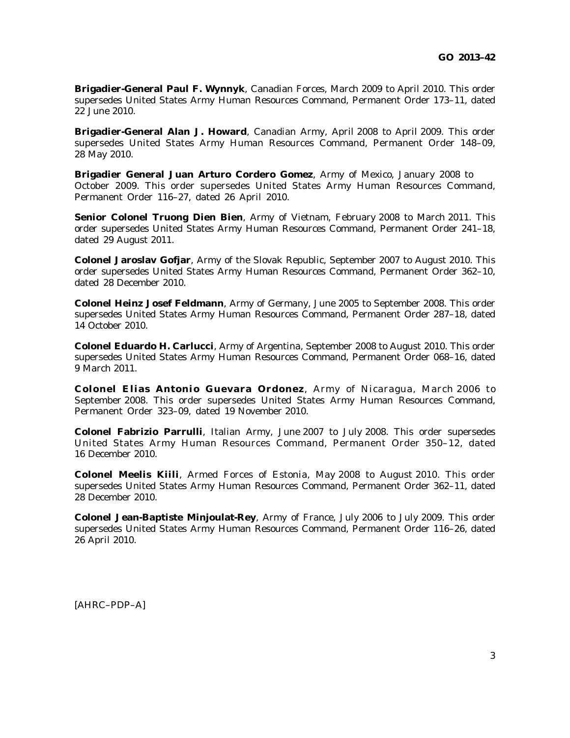**Brigadier-General Paul F. Wynnyk**, Canadian Forces, March 2009 to April 2010. This order supersedes United States Army Human Resources Command, Permanent Order 173–11, dated 22 June 2010.

**Brigadier-General Alan J. Howard**, Canadian Army, April 2008 to April 2009. This order supersedes United States Army Human Resources Command, Permanent Order 148–09, 28 May 2010.

**Brigadier General Juan Arturo Cordero Gomez**, Army of Mexico, January 2008 to October 2009. This order supersedes United States Army Human Resources Command, Permanent Order 116–27, dated 26 April 2010.

**Senior Colonel Truong Dien Bien**, Army of Vietnam, February 2008 to March 2011. This order supersedes United States Army Human Resources Command, Permanent Order 241–18, dated 29 August 2011.

**Colonel Jaroslav Gofjar**, Army of the Slovak Republic, September 2007 to August 2010. This order supersedes United States Army Human Resources Command, Permanent Order 362–10, dated 28 December 2010.

**Colonel Heinz Josef Feldmann**, Army of Germany, June 2005 to September 2008. This order supersedes United States Army Human Resources Command, Permanent Order 287–18, dated 14 October 2010.

**Colonel Eduardo H. Carlucci**, Army of Argentina, September 2008 to August 2010. This order supersedes United States Army Human Resources Command, Permanent Order 068–16, dated 9 March 2011.

**Colonel Elias Antonio Guevara Ordonez**, Army of Nicaragua, March 2006 to September 2008. This order supersedes United States Army Human Resources Command, Permanent Order 323–09, dated 19 November 2010.

**Colonel Fabrizio Parrulli**, Italian Army, June 2007 to July 2008. This order supersedes United States Army Human Resources Command, Permanent Order 350–12, dated 16 December 2010.

**Colonel Meelis Kiili**, Armed Forces of Estonia, May 2008 to August 2010. This order supersedes United States Army Human Resources Command, Permanent Order 362–11, dated 28 December 2010.

**Colonel Jean-Baptiste Minjoulat-Rey**, Army of France, July 2006 to July 2009. This order supersedes United States Army Human Resources Command, Permanent Order 116–26, dated 26 April 2010.

[AHRC–PDP–A]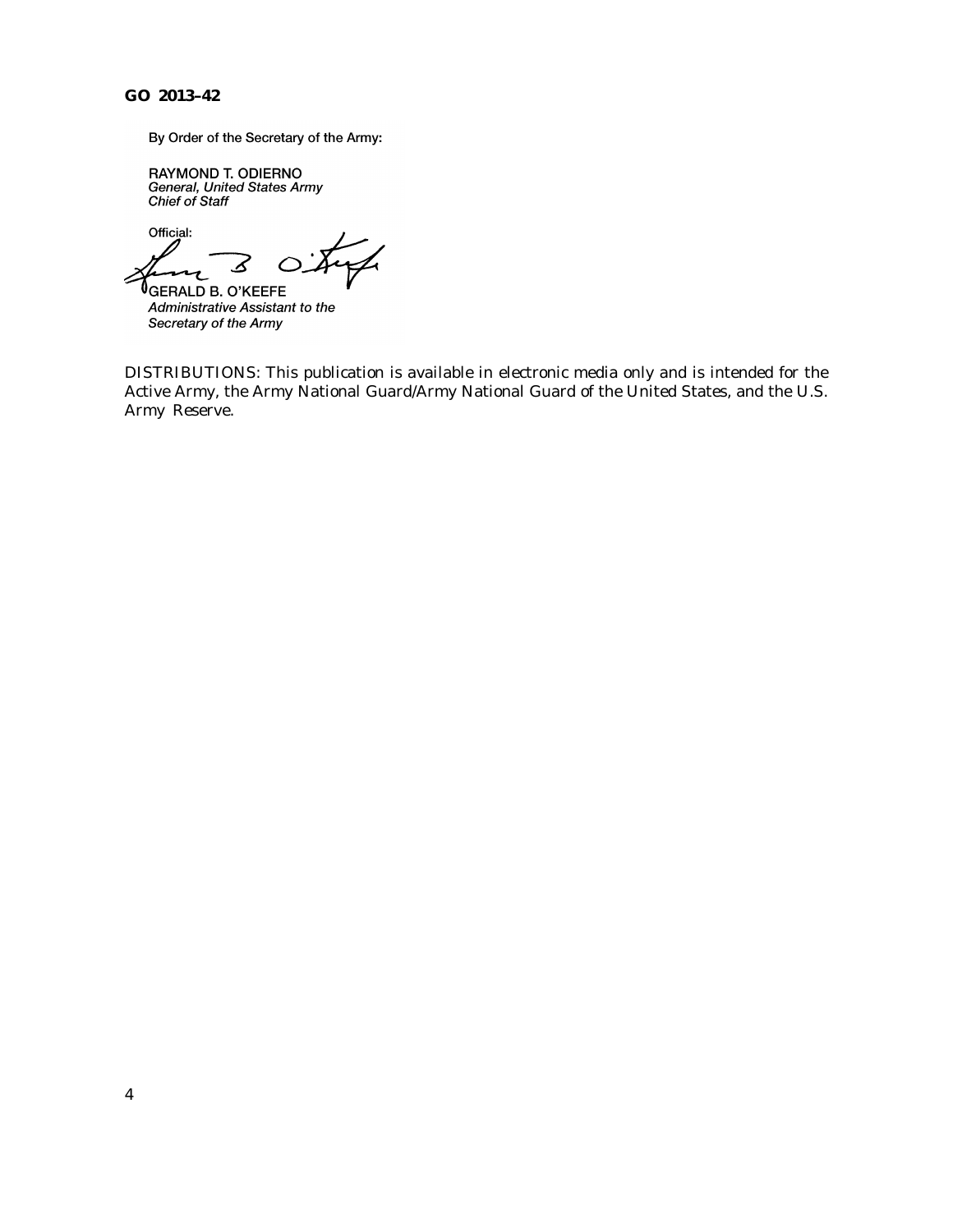**GO 2013–42**

By Order of the Secretary of the Army:

RAYMOND T. ODIERNO
*General, United States Army*
*Chief of Staff*

Official:

GERALD B. O'KEEFE
*Administrative Assistant to the*
*Secretary of the Army*

DISTRIBUTIONS: This publication is available in electronic media only and is intended for the Active Army, the Army National Guard/Army National Guard of the United States, and the U.S. Army Reserve.